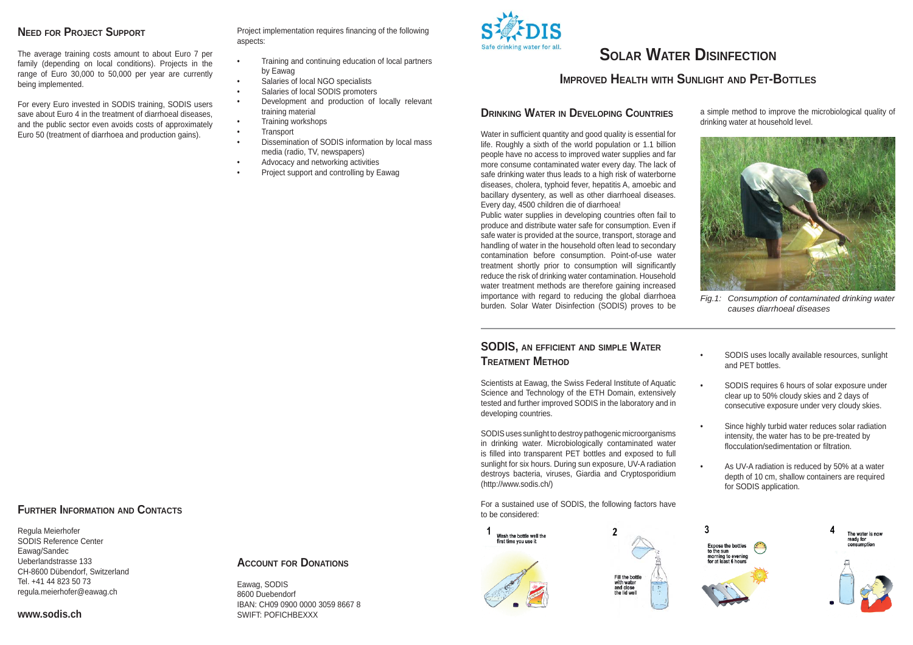## Need for Project Support

The average training costs amount to about Euro 7 per family (depending on local conditions). Projects in the range of Euro 30,000 to 50,000 per year are currently being implemented.

For every Euro invested in SODIS training, SODIS users save about Euro 4 in the treatment of diarrhoeal diseases, and the public sector even avoids costs of approximately Euro 50 (treatment of diarrhoea and production gains).

Project implementation requires financing of the following aspects:

- Training and continuing education of local partners by Eawag
- Salaries of local NGO specialists
- Salaries of local SODIS promoters
- Development and production of locally relevant training material
- Training workshops
- Transport
- Dissemination of SODIS information by local mass media (radio, TV, newspapers)
- Advocacy and networking activities
- Project support and controlling by Eawag

## Further Information and Contacts

Regula Meierhofer
SODIS Reference Center
Eawag/Sandec
Ueberlandstrasse 133
CH-8600 Dübendorf, Switzerland
Tel. +41 44 823 50 73
regula.meierhofer@eawag.ch

**www.sodis.ch**

## Account for Donations

Eawag, SODIS
8600 Duebendorf
IBAN: CH09 0900 0000 3059 8667 8
SWIFT: POFICHBEXXX

SODIS
Safe drinking water for all.

# Solar Water Disinfection

## Improved Health with Sunlight and PET-Bottles

### Drinking Water in Developing Countries

Water in sufficient quantity and good quality is essential for life. Roughly a sixth of the world population or 1.1 billion people have no access to improved water supplies and far more consume contaminated water every day. The lack of safe drinking water thus leads to a high risk of waterborne diseases, cholera, typhoid fever, hepatitis A, amoebic and bacillary dysentery, as well as other diarrhoeal diseases. Every day, 4500 children die of diarrhoea!

Public water supplies in developing countries often fail to produce and distribute water safe for consumption. Even if safe water is provided at the source, transport, storage and handling of water in the household often lead to secondary contamination before consumption. Point-of-use water treatment shortly prior to consumption will significantly reduce the risk of drinking water contamination. Household water treatment methods are therefore gaining increased importance with regard to reducing the global diarrhoea burden. Solar Water Disinfection (SODIS) proves to be a simple method to improve the microbiological quality of drinking water at household level.

*Fig.1: Consumption of contaminated drinking water causes diarrhoeal diseases*

### SODIS, an efficient and simple Water Treatment Method

Scientists at Eawag, the Swiss Federal Institute of Aquatic Science and Technology of the ETH Domain, extensively tested and further improved SODIS in the laboratory and in developing countries.

SODIS uses sunlight to destroy pathogenic microorganisms in drinking water. Microbiologically contaminated water is filled into transparent PET bottles and exposed to full sunlight for six hours. During sun exposure, UV-A radiation destroys bacteria, viruses, Giardia and Cryptosporidium (http://www.sodis.ch/)

For a sustained use of SODIS, the following factors have to be considered:

- SODIS uses locally available resources, sunlight and PET bottles.
- SODIS requires 6 hours of solar exposure under clear up to 50% cloudy skies and 2 days of consecutive exposure under very cloudy skies.
- Since highly turbid water reduces solar radiation intensity, the water has to be pre-treated by flocculation/sedimentation or filtration.
- As UV-A radiation is reduced by 50% at a water depth of 10 cm, shallow containers are required for SODIS application.

1 Wash the bottle well the first time you use it

2 Fill the bottle with water and close the lid well

3 Expose the bottles to the sun morning to evening for at least 6 hours

4 The water is now ready for consumption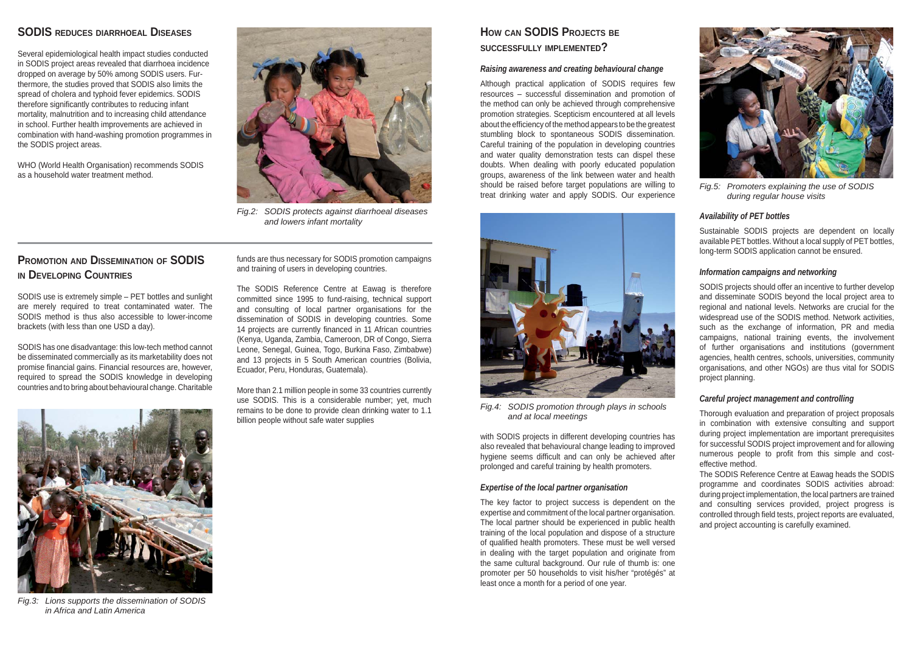## SODIS reduces diarrhoeal Diseases

Several epidemiological health impact studies conducted in SODIS project areas revealed that diarrhoea incidence dropped on average by 50% among SODIS users. Furthermore, the studies proved that SODIS also limits the spread of cholera and typhoid fever epidemics. SODIS therefore significantly contributes to reducing infant mortality, malnutrition and to increasing child attendance in school. Further health improvements are achieved in combination with hand-washing promotion programmes in the SODIS project areas.

WHO (World Health Organisation) recommends SODIS as a household water treatment method.

*Fig.2: SODIS protects against diarrhoeal diseases and lowers infant mortality*

## Promotion and Dissemination of SODIS in Developing Countries

SODIS use is extremely simple – PET bottles and sunlight are merely required to treat contaminated water. The SODIS method is thus also accessible to lower-income brackets (with less than one USD a day).

SODIS has one disadvantage: this low-tech method cannot be disseminated commercially as its marketability does not promise financial gains. Financial resources are, however, required to spread the SODIS knowledge in developing countries and to bring about behavioural change. Charitable funds are thus necessary for SODIS promotion campaigns and training of users in developing countries.

The SODIS Reference Centre at Eawag is therefore committed since 1995 to fund-raising, technical support and consulting of local partner organisations for the dissemination of SODIS in developing countries. Some 14 projects are currently financed in 11 African countries (Kenya, Uganda, Zambia, Cameroon, DR of Congo, Sierra Leone, Senegal, Guinea, Togo, Burkina Faso, Zimbabwe) and 13 projects in 5 South American countries (Bolivia, Ecuador, Peru, Honduras, Guatemala).

More than 2.1 million people in some 33 countries currently use SODIS. This is a considerable number; yet, much remains to be done to provide clean drinking water to 1.1 billion people without safe water supplies

*Fig.3: Lions supports the dissemination of SODIS in Africa and Latin America*

## How can SODIS Projects be successfully implemented?

### *Raising awareness and creating behavioural change*

Although practical application of SODIS requires few resources – successful dissemination and promotion of the method can only be achieved through comprehensive promotion strategies. Scepticism encountered at all levels about the efficiency of the method appears to be the greatest stumbling block to spontaneous SODIS dissemination. Careful training of the population in developing countries and water quality demonstration tests can dispel these doubts. When dealing with poorly educated population groups, awareness of the link between water and health should be raised before target populations are willing to treat drinking water and apply SODIS. Our experience with SODIS projects in different developing countries has also revealed that behavioural change leading to improved hygiene seems difficult and can only be achieved after prolonged and careful training by health promoters.

*Fig.4: SODIS promotion through plays in schools and at local meetings*

### *Expertise of the local partner organisation*

The key factor to project success is dependent on the expertise and commitment of the local partner organisation. The local partner should be experienced in public health training of the local population and dispose of a structure of qualified health promoters. These must be well versed in dealing with the target population and originate from the same cultural background. Our rule of thumb is: one promoter per 50 households to visit his/her "protégés" at least once a month for a period of one year.

*Fig.5: Promoters explaining the use of SODIS during regular house visits*

### *Availability of PET bottles*

Sustainable SODIS projects are dependent on locally available PET bottles. Without a local supply of PET bottles, long-term SODIS application cannot be ensured.

### *Information campaigns and networking*

SODIS projects should offer an incentive to further develop and disseminate SODIS beyond the local project area to regional and national levels. Networks are crucial for the widespread use of the SODIS method. Network activities, such as the exchange of information, PR and media campaigns, national training events, the involvement of further organisations and institutions (government agencies, health centres, schools, universities, community organisations, and other NGOs) are thus vital for SODIS project planning.

### *Careful project management and controlling*

Thorough evaluation and preparation of project proposals in combination with extensive consulting and support during project implementation are important prerequisites for successful SODIS project improvement and for allowing numerous people to profit from this simple and cost-effective method.

The SODIS Reference Centre at Eawag heads the SODIS programme and coordinates SODIS activities abroad: during project implementation, the local partners are trained and consulting services provided, project progress is controlled through field tests, project reports are evaluated, and project accounting is carefully examined.